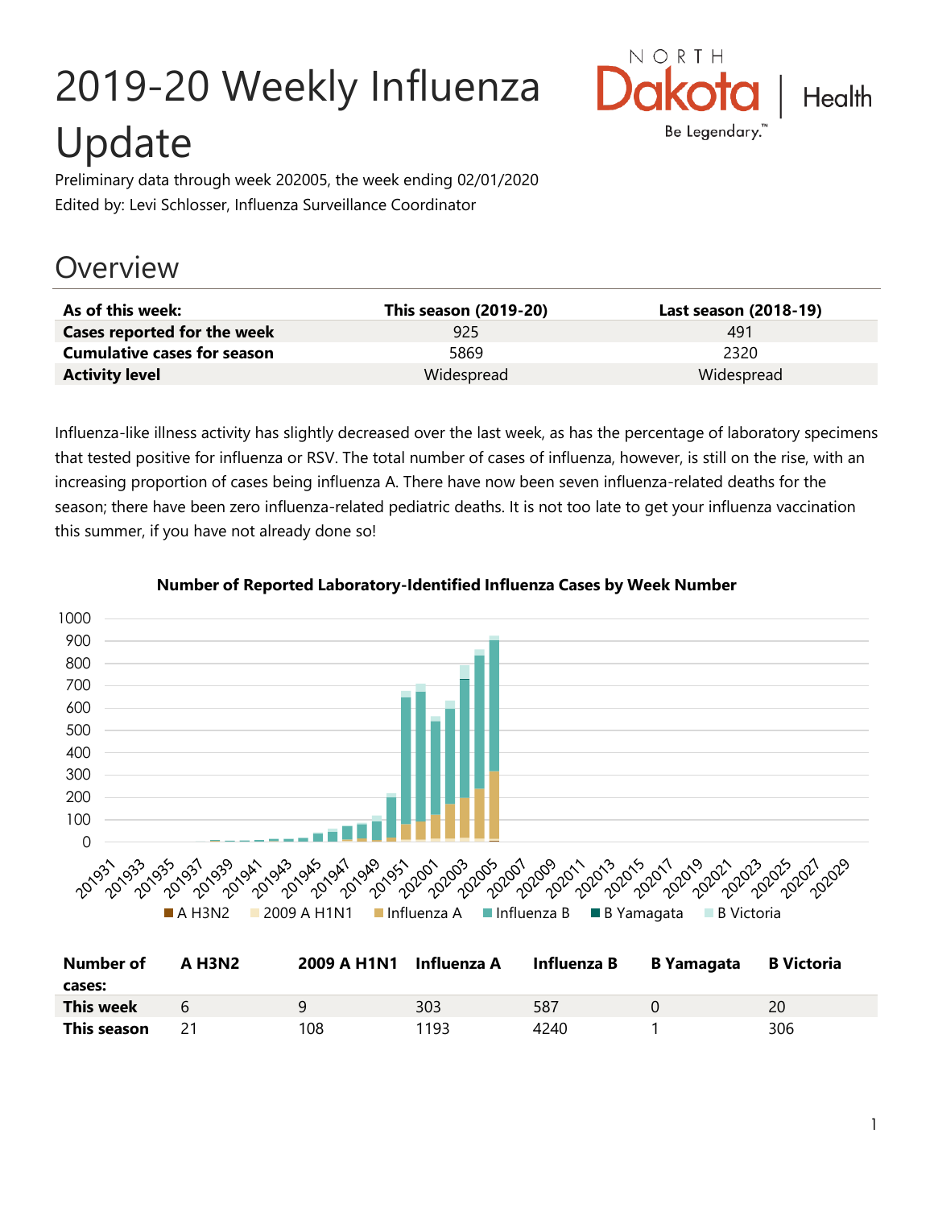# 2019-20 Weekly Influenza Update

Preliminary data through week 202005, the week ending 02/01/2020

Edited by: Levi Schlosser, Influenza Surveillance Coordinator

## Overview

| As of this week: | This season (2019-20) | Last season (2018-19) |
|---|---|---|
| Cases reported for the week | 925 | 491 |
| Cumulative cases for season | 5869 | 2320 |
| Activity level | Widespread | Widespread |

Influenza-like illness activity has slightly decreased over the last week, as has the percentage of laboratory specimens that tested positive for influenza or RSV. The total number of cases of influenza, however, is still on the rise, with an increasing proportion of cases being influenza A. There have now been seven influenza-related deaths for the season; there have been zero influenza-related pediatric deaths. It is not too late to get your influenza vaccination this summer, if you have not already done so!

**Number of Reported Laboratory-Identified Influenza Cases by Week Number**

| Number of cases: | A H3N2 | 2009 A H1N1 | Influenza A | Influenza B | B Yamagata | B Victoria |
|---|---|---|---|---|---|---|
| This week | 6 | 9 | 303 | 587 | 0 | 20 |
| This season | 21 | 108 | 1193 | 4240 | 1 | 306 |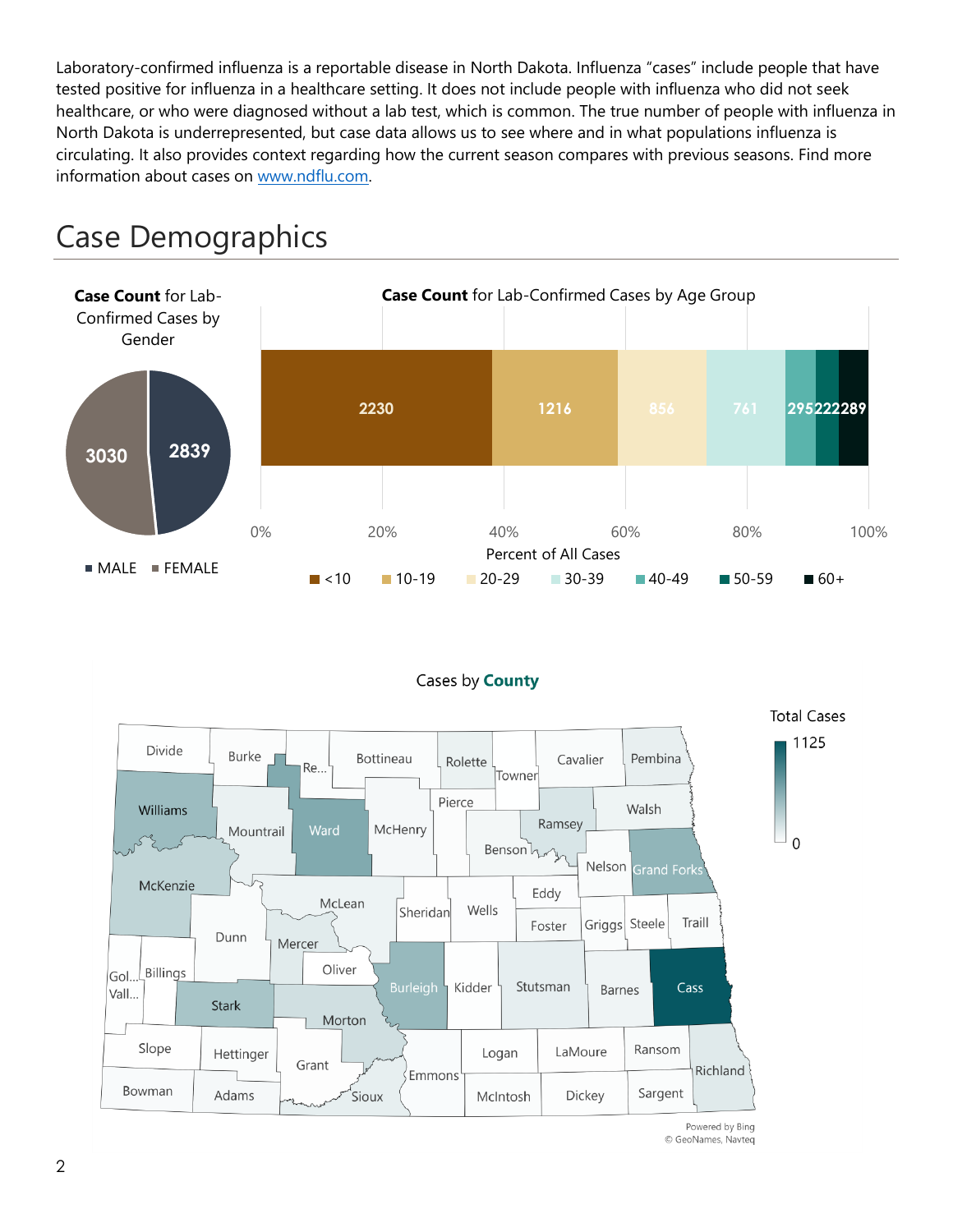Laboratory-confirmed influenza is a reportable disease in North Dakota. Influenza "cases" include people that have tested positive for influenza in a healthcare setting. It does not include people with influenza who did not seek healthcare, or who were diagnosed without a lab test, which is common. The true number of people with influenza in North Dakota is underrepresented, but case data allows us to see where and in what populations influenza is circulating. It also provides context regarding how the current season compares with previous seasons. Find more information about cases on www.ndflu.com.

# Case Demographics

**Case Count** for Lab-Confirmed Cases by Gender

| Gender | Case Count |
|---|---|
| MALE | 2839 |
| FEMALE | 3030 |

**Case Count** for Lab-Confirmed Cases by Age Group

| Age Group | Case Count |
|---|---|
| <10 | 2230 |
| 10-19 | 1216 |
| 20-29 | 856 |
| 30-39 | 761 |
| 40-49 | 295 |
| 50-59 | 222 |
| 60+ | 289 |

Percent of All Cases

Cases by **County**

Total Cases: 0 – 1125

Powered by Bing
© GeoNames, Navteq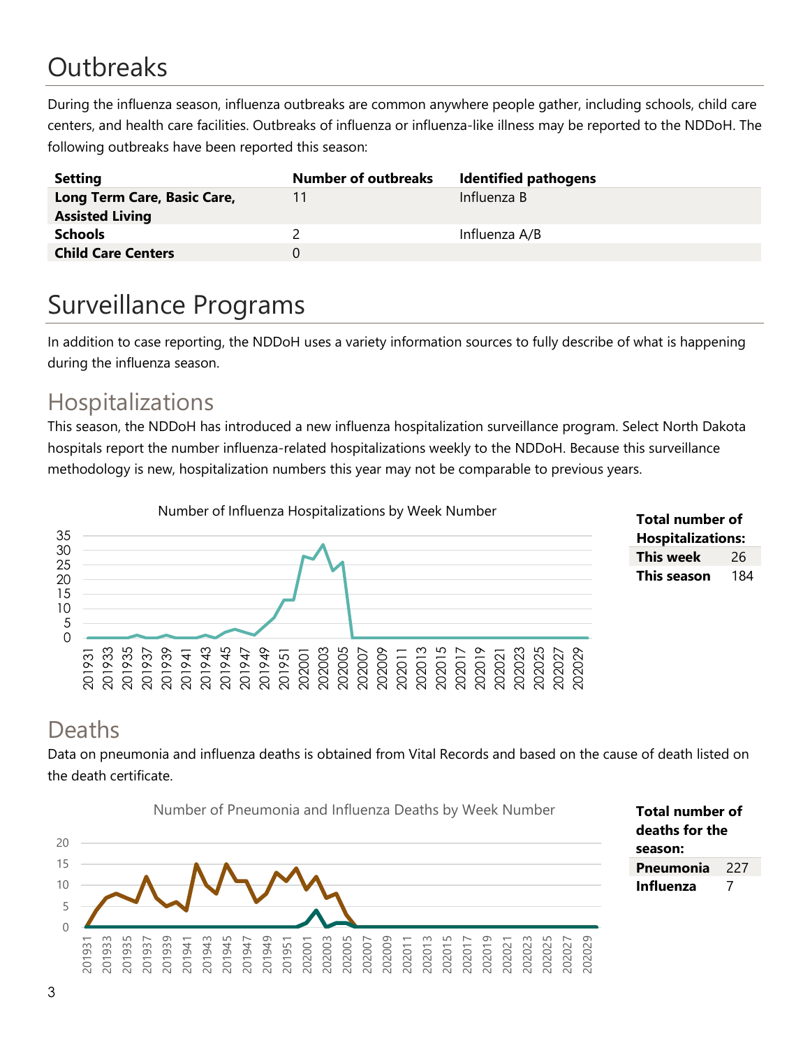# Outbreaks

During the influenza season, influenza outbreaks are common anywhere people gather, including schools, child care centers, and health care facilities. Outbreaks of influenza or influenza-like illness may be reported to the NDDoH. The following outbreaks have been reported this season:

| Setting | Number of outbreaks | Identified pathogens |
|---|---|---|
| **Long Term Care, Basic Care, Assisted Living** | 11 | Influenza B |
| **Schools** | 2 | Influenza A/B |
| **Child Care Centers** | 0 | |

# Surveillance Programs

In addition to case reporting, the NDDoH uses a variety information sources to fully describe of what is happening during the influenza season.

## Hospitalizations

This season, the NDDoH has introduced a new influenza hospitalization surveillance program. Select North Dakota hospitals report the number influenza-related hospitalizations weekly to the NDDoH. Because this surveillance methodology is new, hospitalization numbers this year may not be comparable to previous years.

Number of Influenza Hospitalizations by Week Number

| Total number of Hospitalizations: | |
|---|---|
| **This week** | 26 |
| **This season** | 184 |

## Deaths

Data on pneumonia and influenza deaths is obtained from Vital Records and based on the cause of death listed on the death certificate.

Number of Pneumonia and Influenza Deaths by Week Number

| Total number of deaths for the season: | |
|---|---|
| **Pneumonia** | 227 |
| **Influenza** | 7 |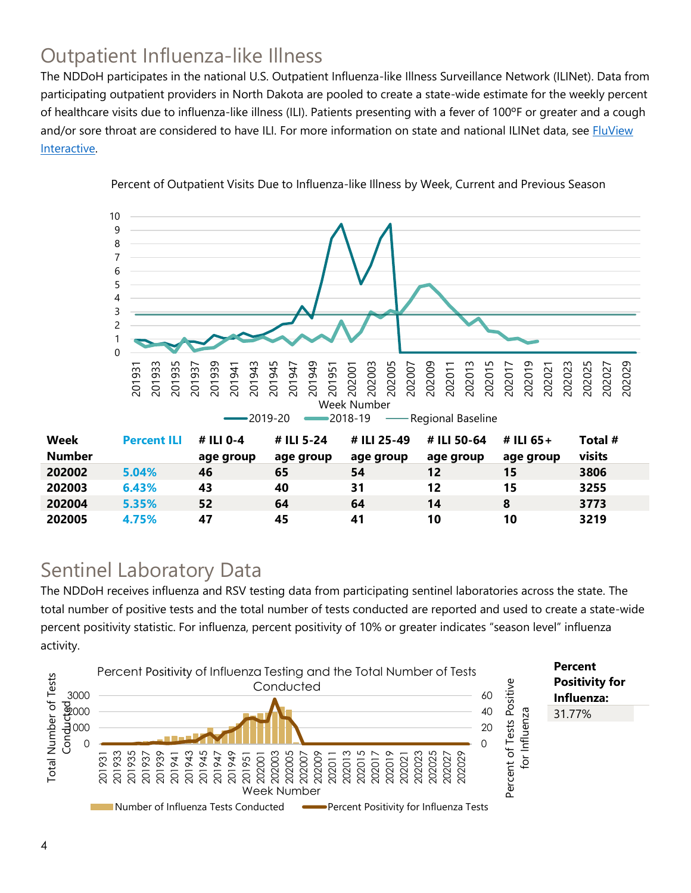# Outpatient Influenza-like Illness

The NDDoH participates in the national U.S. Outpatient Influenza-like Illness Surveillance Network (ILINet). Data from participating outpatient providers in North Dakota are pooled to create a state-wide estimate for the weekly percent of healthcare visits due to influenza-like illness (ILI). Patients presenting with a fever of 100ºF or greater and a cough and/or sore throat are considered to have ILI. For more information on state and national ILINet data, see FluView Interactive.

Percent of Outpatient Visits Due to Influenza-like Illness by Week, Current and Previous Season

| Week Number | Percent ILI | # ILI 0-4 age group | # ILI 5-24 age group | # ILI 25-49 age group | # ILI 50-64 age group | # ILI 65+ age group | Total # visits |
|---|---|---|---|---|---|---|---|
| 202002 | 5.04% | 46 | 65 | 54 | 12 | 15 | 3806 |
| 202003 | 6.43% | 43 | 40 | 31 | 12 | 15 | 3255 |
| 202004 | 5.35% | 52 | 64 | 64 | 14 | 8 | 3773 |
| 202005 | 4.75% | 47 | 45 | 41 | 10 | 10 | 3219 |

# Sentinel Laboratory Data

The NDDoH receives influenza and RSV testing data from participating sentinel laboratories across the state. The total number of positive tests and the total number of tests conducted are reported and used to create a state-wide percent positivity statistic. For influenza, percent positivity of 10% or greater indicates "season level" influenza activity.

Percent Positivity of Influenza Testing and the Total Number of Tests Conducted

| **Percent Positivity for Influenza:** |
|---|
| 31.77% |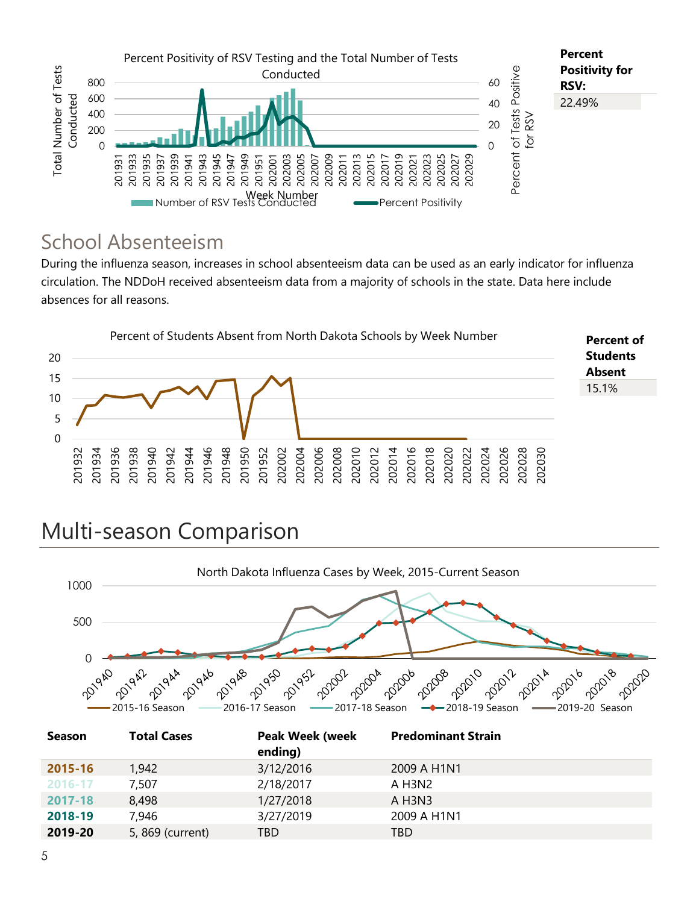Percent Positivity of RSV Testing and the Total Number of Tests Conducted

**Percent Positivity for RSV:**

22.49%

## School Absenteeism

During the influenza season, increases in school absenteeism data can be used as an early indicator for influenza circulation. The NDDoH received absenteeism data from a majority of schools in the state. Data here include absences for all reasons.

Percent of Students Absent from North Dakota Schools by Week Number

**Percent of Students Absent**

15.1%

# Multi-season Comparison

North Dakota Influenza Cases by Week, 2015-Current Season

| Season | Total Cases | Peak Week (week ending) | Predominant Strain |
|---|---|---|---|
| **2015-16** | 1,942 | 3/12/2016 | 2009 A H1N1 |
| **2016-17** | 7,507 | 2/18/2017 | A H3N2 |
| **2017-18** | 8,498 | 1/27/2018 | A H3N3 |
| **2018-19** | 7,946 | 3/27/2019 | 2009 A H1N1 |
| **2019-20** | 5, 869 (current) | TBD | TBD |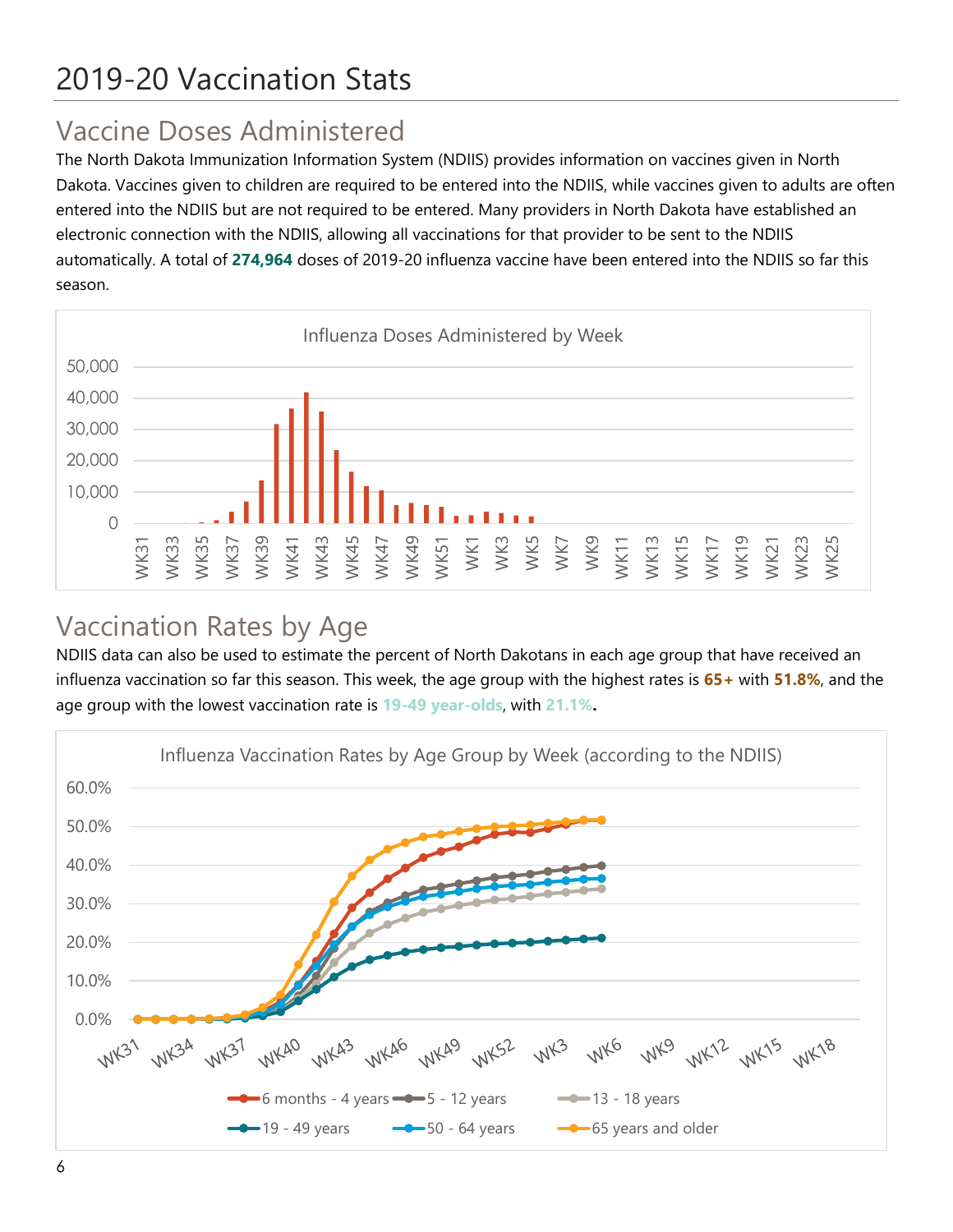# 2019-20 Vaccination Stats

## Vaccine Doses Administered

The North Dakota Immunization Information System (NDIIS) provides information on vaccines given in North Dakota. Vaccines given to children are required to be entered into the NDIIS, while vaccines given to adults are often entered into the NDIIS but are not required to be entered. Many providers in North Dakota have established an electronic connection with the NDIIS, allowing all vaccinations for that provider to be sent to the NDIIS automatically. A total of **274,964** doses of 2019-20 influenza vaccine have been entered into the NDIIS so far this season.

Influenza Doses Administered by Week

50,000
40,000
30,000
20,000
10,000
0

WK31 WK33 WK35 WK37 WK39 WK41 WK43 WK45 WK47 WK49 WK51 WK1 WK3 WK5 WK7 WK9 WK11 WK13 WK15 WK17 WK19 WK21 WK23 WK25

## Vaccination Rates by Age

NDIIS data can also be used to estimate the percent of North Dakotans in each age group that have received an influenza vaccination so far this season. This week, the age group with the highest rates is **65+** with **51.8%**, and the age group with the lowest vaccination rate is **19-49 year-olds**, with **21.1%**.

Influenza Vaccination Rates by Age Group by Week (according to the NDIIS)

60.0%
50.0%
40.0%
30.0%
20.0%
10.0%
0.0%

WK31 WK34 WK37 WK40 WK43 WK46 WK49 WK52 WK3 WK6 WK9 WK12 WK15 WK18

6 months - 4 years
5 - 12 years
13 - 18 years
19 - 49 years
50 - 64 years
65 years and older